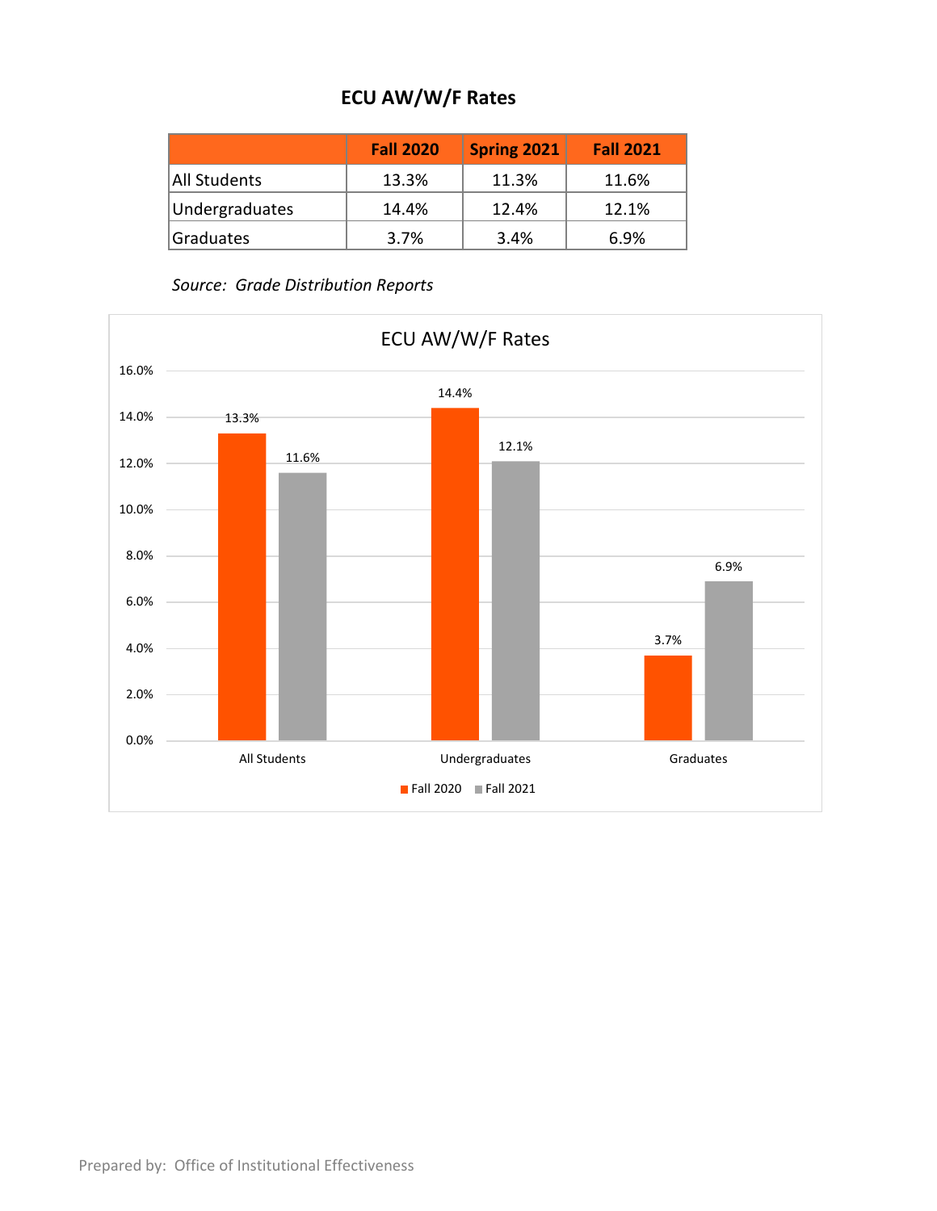# ECU AW/W/F Rates

| | Fall 2020 | Spring 2021 | Fall 2021 |
|---|---|---|---|
| All Students | 13.3% | 11.3% | 11.6% |
| Undergraduates | 14.4% | 12.4% | 12.1% |
| Graduates | 3.7% | 3.4% | 6.9% |

*Source: Grade Distribution Reports*

ECU AW/W/F Rates

| | Fall 2020 | Fall 2021 |
|---|---|---|
| All Students | 13.3% | 11.6% |
| Undergraduates | 14.4% | 12.1% |
| Graduates | 3.7% | 6.9% |

Prepared by: Office of Institutional Effectiveness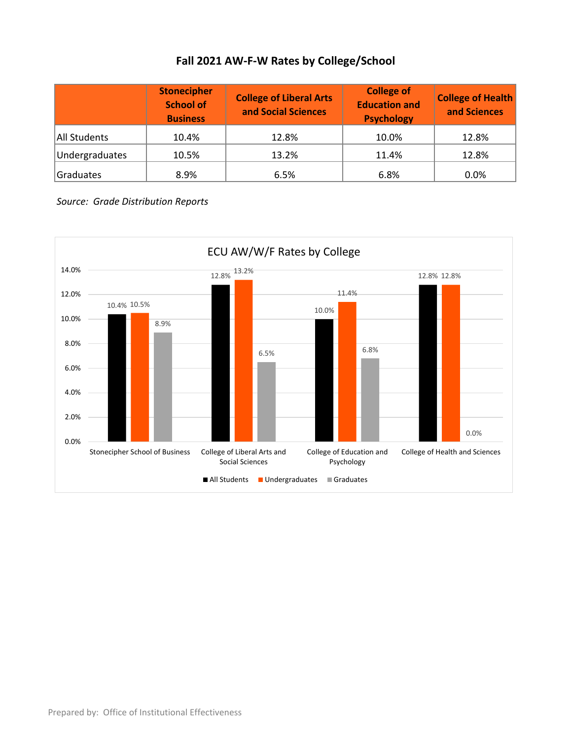## Fall 2021 AW-F-W Rates by College/School

| | Stonecipher School of Business | College of Liberal Arts and Social Sciences | College of Education and Psychology | College of Health and Sciences |
|---|---|---|---|---|
| All Students | 10.4% | 12.8% | 10.0% | 12.8% |
| Undergraduates | 10.5% | 13.2% | 11.4% | 12.8% |
| Graduates | 8.9% | 6.5% | 6.8% | 0.0% |

*Source: Grade Distribution Reports*

ECU AW/W/F Rates by College

| | All Students | Undergraduates | Graduates |
|---|---|---|---|
| Stonecipher School of Business | 10.4% | 10.5% | 8.9% |
| College of Liberal Arts and Social Sciences | 12.8% | 13.2% | 6.5% |
| College of Education and Psychology | 10.0% | 11.4% | 6.8% |
| College of Health and Sciences | 12.8% | 12.8% | 0.0% |

Prepared by: Office of Institutional Effectiveness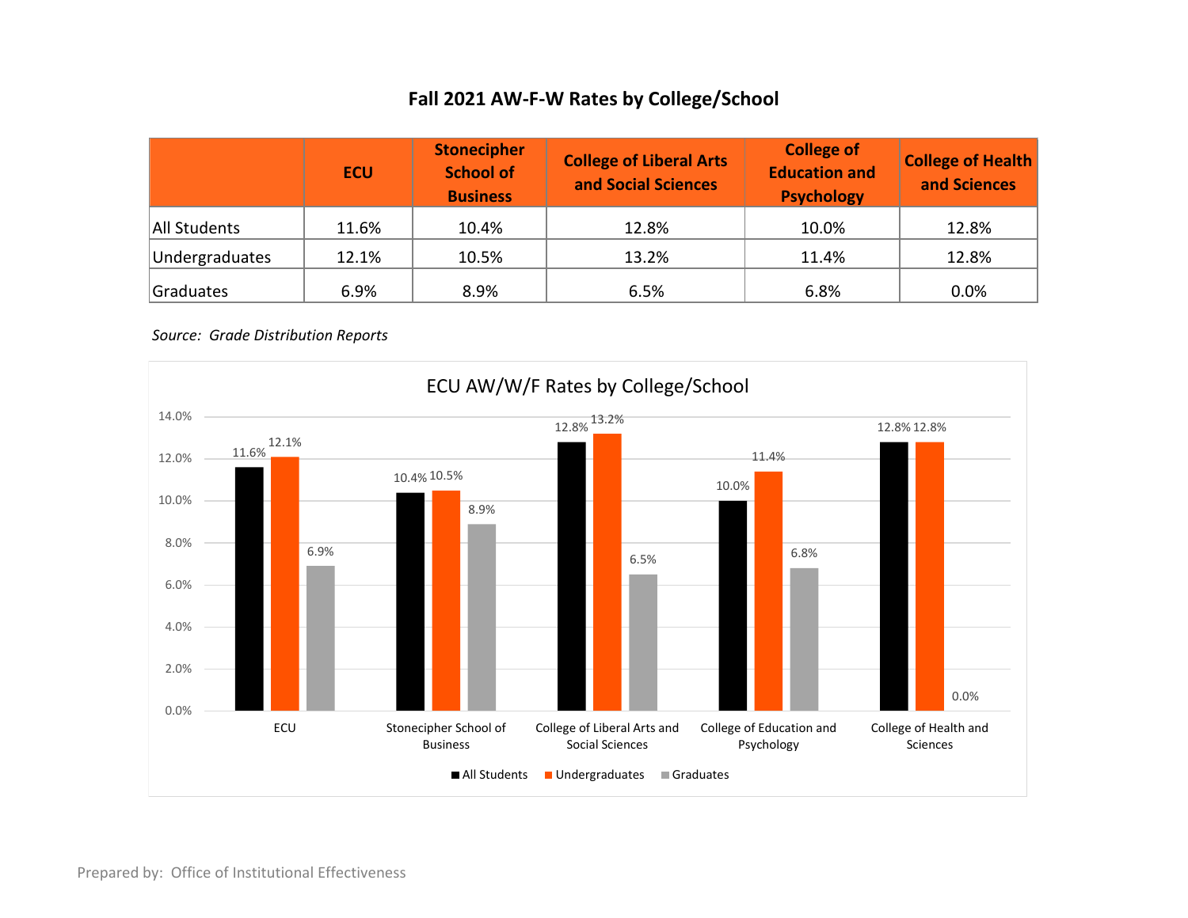## Fall 2021 AW-F-W Rates by College/School

| | ECU | Stonecipher School of Business | College of Liberal Arts and Social Sciences | College of Education and Psychology | College of Health and Sciences |
|---|---|---|---|---|---|
| All Students | 11.6% | 10.4% | 12.8% | 10.0% | 12.8% |
| Undergraduates | 12.1% | 10.5% | 13.2% | 11.4% | 12.8% |
| Graduates | 6.9% | 8.9% | 6.5% | 6.8% | 0.0% |

*Source: Grade Distribution Reports*

ECU AW/W/F Rates by College/School

14.0%
12.0%
10.0%
8.0%
6.0%
4.0%
2.0%
0.0%

ECU: 11.6% 12.1% 6.9%

Stonecipher School of Business: 10.4% 10.5% 8.9%

College of Liberal Arts and Social Sciences: 12.8% 13.2% 6.5%

College of Education and Psychology: 10.0% 11.4% 6.8%

College of Health and Sciences: 12.8% 12.8% 0.0%

All Students, Undergraduates, Graduates

Prepared by: Office of Institutional Effectiveness